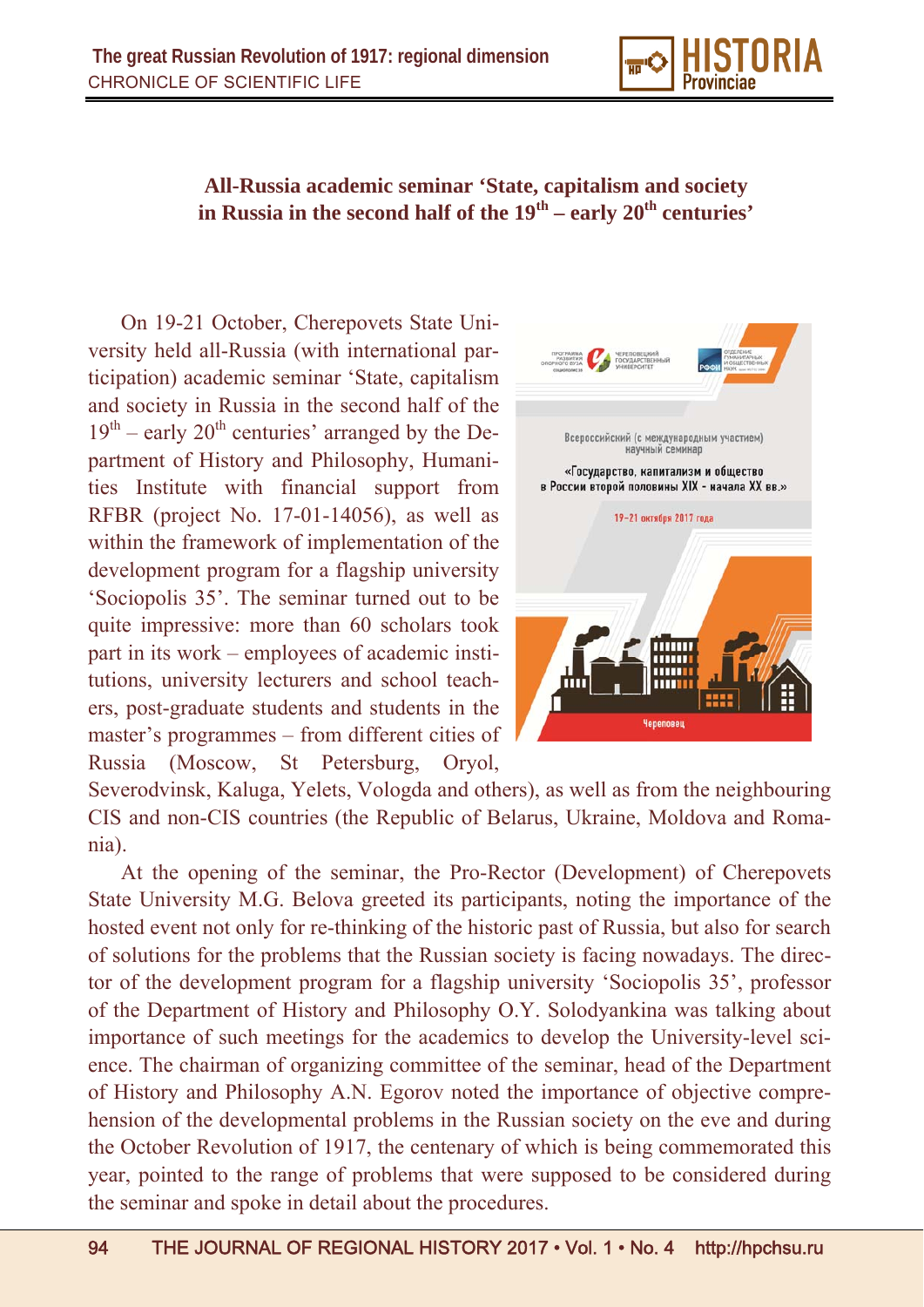## All-Russia academic seminar 'State, capitalism and society in Russia in the second half of the 19th – early 20th centuries'

On 19-21 October, Cherepovets State University held all-Russia (with international participation) academic seminar 'State, capitalism and society in Russia in the second half of the 19th – early 20th centuries' arranged by the Department of History and Philosophy, Humanities Institute with financial support from RFBR (project No. 17-01-14056), as well as within the framework of implementation of the development program for a flagship university 'Sociopolis 35'. The seminar turned out to be quite impressive: more than 60 scholars took part in its work – employees of academic institutions, university lecturers and school teachers, post-graduate students and students in the master's programmes – from different cities of Russia (Moscow, St Petersburg, Oryol, Severodvinsk, Kaluga, Yelets, Vologda and others), as well as from the neighbouring CIS and non-CIS countries (the Republic of Belarus, Ukraine, Moldova and Romania).

At the opening of the seminar, the Pro-Rector (Development) of Cherepovets State University M.G. Belova greeted its participants, noting the importance of the hosted event not only for re-thinking of the historic past of Russia, but also for search of solutions for the problems that the Russian society is facing nowadays. The director of the development program for a flagship university 'Sociopolis 35', professor of the Department of History and Philosophy O.Y. Solodyankina was talking about importance of such meetings for the academics to develop the University-level science. The chairman of organizing committee of the seminar, head of the Department of History and Philosophy A.N. Egorov noted the importance of objective comprehension of the developmental problems in the Russian society on the eve and during the October Revolution of 1917, the centenary of which is being commemorated this year, pointed to the range of problems that were supposed to be considered during the seminar and spoke in detail about the procedures.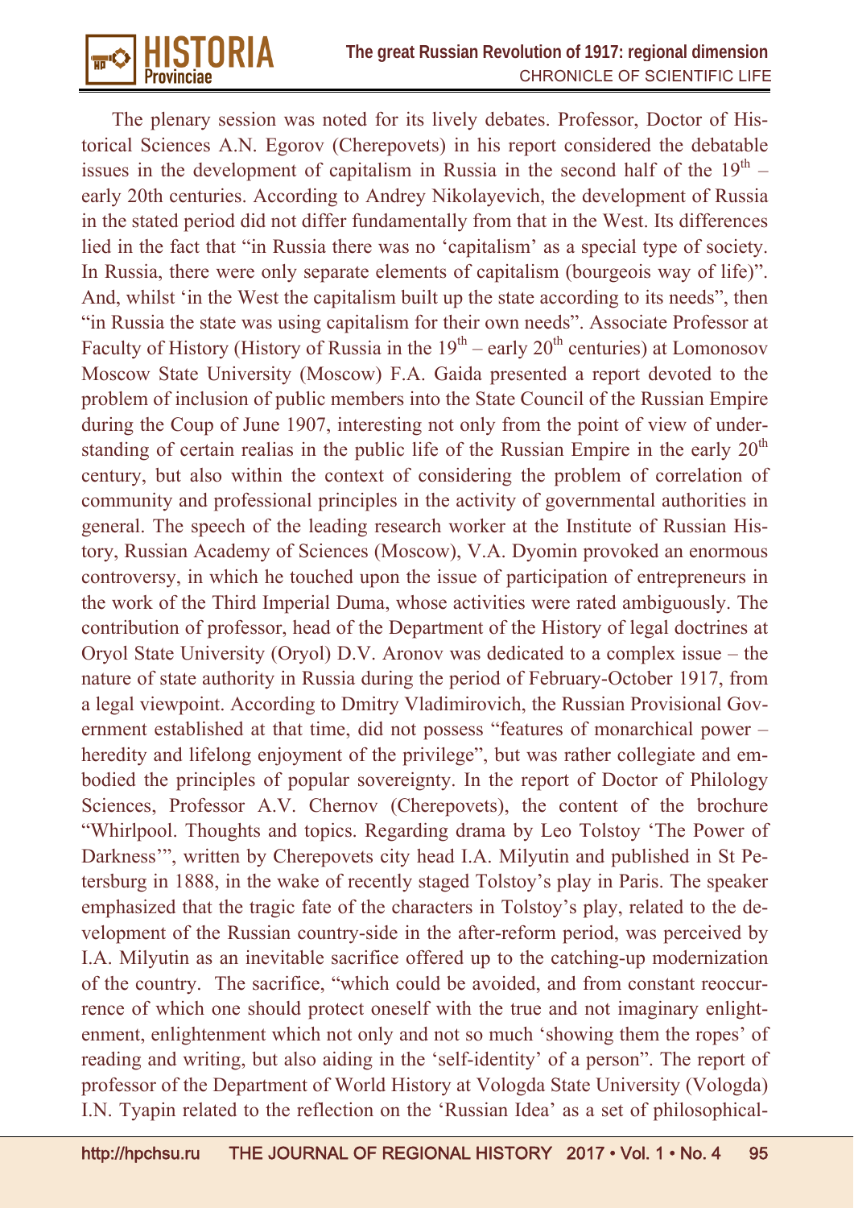The plenary session was noted for its lively debates. Professor, Doctor of Historical Sciences A.N. Egorov (Cherepovets) in his report considered the debatable issues in the development of capitalism in Russia in the second half of the $19^{th}$ – early 20th centuries. According to Andrey Nikolayevich, the development of Russia in the stated period did not differ fundamentally from that in the West. Its differences lied in the fact that "in Russia there was no 'capitalism' as a special type of society. In Russia, there were only separate elements of capitalism (bourgeois way of life)". And, whilst 'in the West the capitalism built up the state according to its needs", then "in Russia the state was using capitalism for their own needs". Associate Professor at Faculty of History (History of Russia in the $19^{th}$ – early $20^{th}$ centuries) at Lomonosov Moscow State University (Moscow) F.A. Gaida presented a report devoted to the problem of inclusion of public members into the State Council of the Russian Empire during the Coup of June 1907, interesting not only from the point of view of understanding of certain realias in the public life of the Russian Empire in the early $20^{th}$ century, but also within the context of considering the problem of correlation of community and professional principles in the activity of governmental authorities in general. The speech of the leading research worker at the Institute of Russian History, Russian Academy of Sciences (Moscow), V.A. Dyomin provoked an enormous controversy, in which he touched upon the issue of participation of entrepreneurs in the work of the Third Imperial Duma, whose activities were rated ambiguously. The contribution of professor, head of the Department of the History of legal doctrines at Oryol State University (Oryol) D.V. Aronov was dedicated to a complex issue – the nature of state authority in Russia during the period of February-October 1917, from a legal viewpoint. According to Dmitry Vladimirovich, the Russian Provisional Government established at that time, did not possess "features of monarchical power – heredity and lifelong enjoyment of the privilege", but was rather collegiate and embodied the principles of popular sovereignty. In the report of Doctor of Philology Sciences, Professor A.V. Chernov (Cherepovets), the content of the brochure "Whirlpool. Thoughts and topics. Regarding drama by Leo Tolstoy 'The Power of Darkness'", written by Cherepovets city head I.A. Milyutin and published in St Petersburg in 1888, in the wake of recently staged Tolstoy's play in Paris. The speaker emphasized that the tragic fate of the characters in Tolstoy's play, related to the development of the Russian country-side in the after-reform period, was perceived by I.A. Milyutin as an inevitable sacrifice offered up to the catching-up modernization of the country. The sacrifice, "which could be avoided, and from constant reoccurrence of which one should protect oneself with the true and not imaginary enlightenment, enlightenment which not only and not so much 'showing them the ropes' of reading and writing, but also aiding in the 'self-identity' of a person". The report of professor of the Department of World History at Vologda State University (Vologda) I.N. Tyapin related to the reflection on the 'Russian Idea' as a set of philosophical-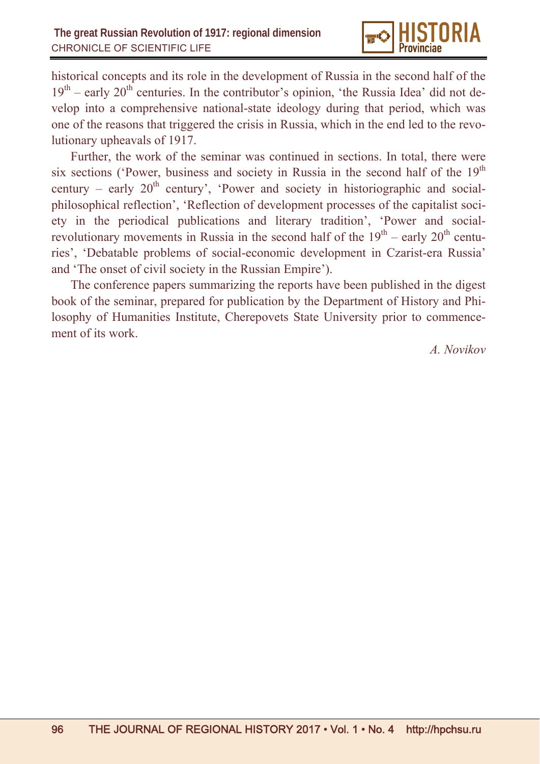historical concepts and its role in the development of Russia in the second half of the $19^{th}$ – early $20^{th}$ centuries. In the contributor's opinion, 'the Russia Idea' did not develop into a comprehensive national-state ideology during that period, which was one of the reasons that triggered the crisis in Russia, which in the end led to the revolutionary upheavals of 1917.

Further, the work of the seminar was continued in sections. In total, there were six sections ('Power, business and society in Russia in the second half of the $19^{th}$ century – early $20^{th}$ century', 'Power and society in historiographic and social-philosophical reflection', 'Reflection of development processes of the capitalist society in the periodical publications and literary tradition', 'Power and social-revolutionary movements in Russia in the second half of the $19^{th}$ – early $20^{th}$ centuries', 'Debatable problems of social-economic development in Czarist-era Russia' and 'The onset of civil society in the Russian Empire').

The conference papers summarizing the reports have been published in the digest book of the seminar, prepared for publication by the Department of History and Philosophy of Humanities Institute, Cherepovets State University prior to commencement of its work.

*A. Novikov*